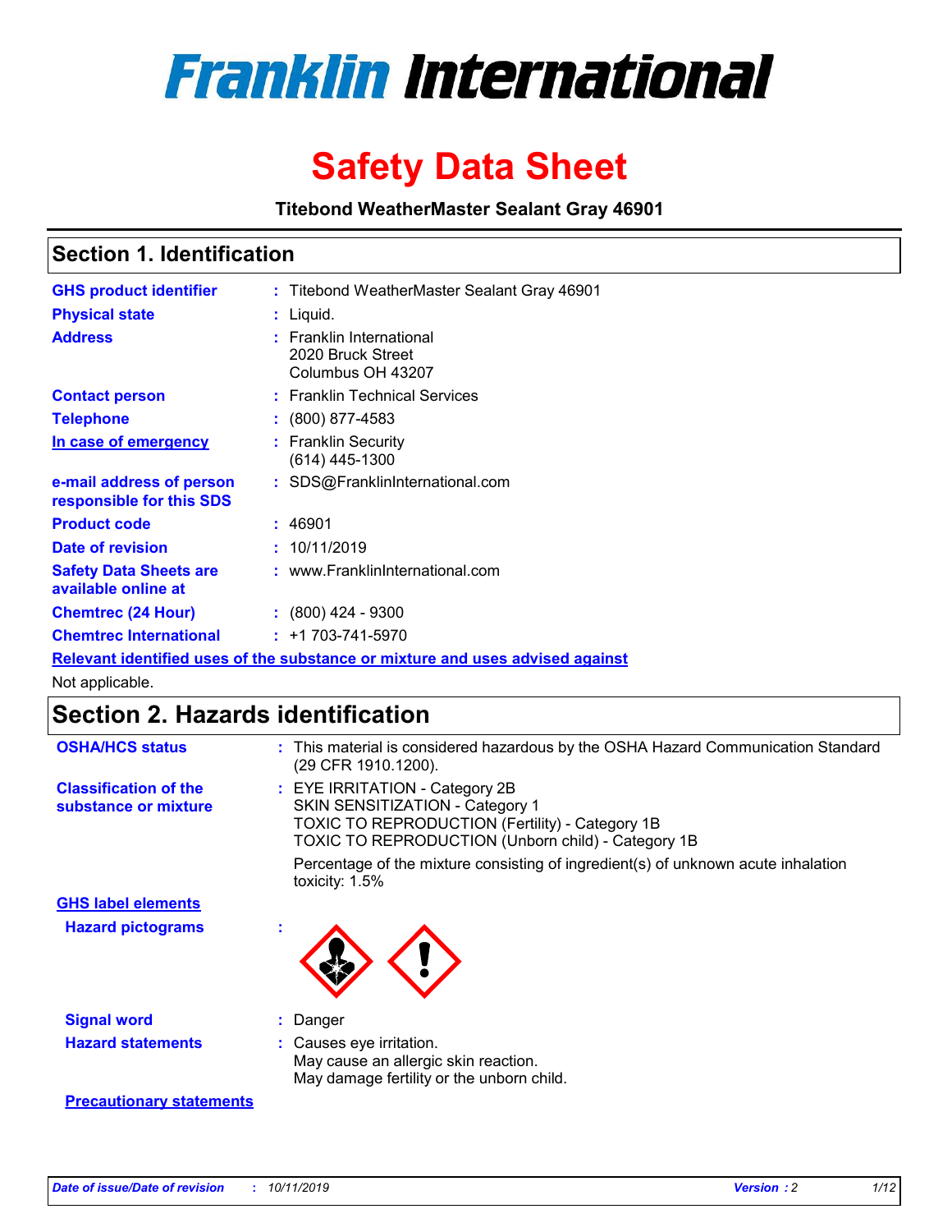# Franklin International

# Safety Data Sheet

**Titebond WeatherMaster Sealant Gray 46901**

## Section 1. Identification

| | | |
|---|---|---|
| **GHS product identifier** | : | Titebond WeatherMaster Sealant Gray 46901 |
| **Physical state** | : | Liquid. |
| **Address** | : | Franklin International<br>2020 Bruck Street<br>Columbus OH 43207 |
| **Contact person** | : | Franklin Technical Services |
| **Telephone** | : | (800) 877-4583 |
| **In case of emergency** | : | Franklin Security<br>(614) 445-1300 |
| **e-mail address of person responsible for this SDS** | : | SDS@FranklinInternational.com |
| **Product code** | : | 46901 |
| **Date of revision** | : | 10/11/2019 |
| **Safety Data Sheets are available online at** | : | www.FranklinInternational.com |
| **Chemtrec (24 Hour)** | : | (800) 424 - 9300 |
| **Chemtrec International** | : | +1 703-741-5970 |

**Relevant identified uses of the substance or mixture and uses advised against**

Not applicable.

## Section 2. Hazards identification

| | | |
|---|---|---|
| **OSHA/HCS status** | : | This material is considered hazardous by the OSHA Hazard Communication Standard (29 CFR 1910.1200). |
| **Classification of the substance or mixture** | : | EYE IRRITATION - Category 2B<br>SKIN SENSITIZATION - Category 1<br>TOXIC TO REPRODUCTION (Fertility) - Category 1B<br>TOXIC TO REPRODUCTION (Unborn child) - Category 1B<br><br>Percentage of the mixture consisting of ingredient(s) of unknown acute inhalation toxicity: 1.5% |

**GHS label elements**

| | | |
|---|---|---|
| **Hazard pictograms** | : | |
| **Signal word** | : | Danger |
| **Hazard statements** | : | Causes eye irritation.<br>May cause an allergic skin reaction.<br>May damage fertility or the unborn child. |

**Precautionary statements**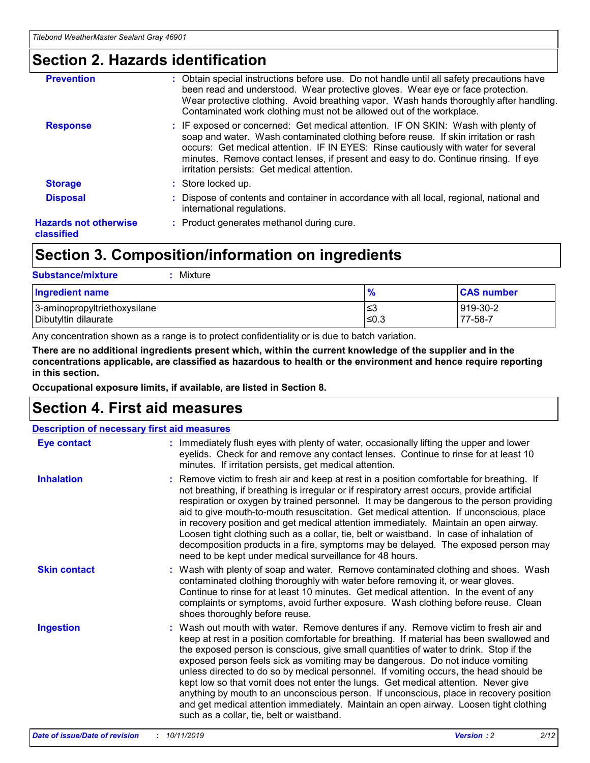## Section 2. Hazards identification

| | |
|---|---|
| **Prevention** | : Obtain special instructions before use. Do not handle until all safety precautions have been read and understood. Wear protective gloves. Wear eye or face protection. Wear protective clothing. Avoid breathing vapor. Wash hands thoroughly after handling. Contaminated work clothing must not be allowed out of the workplace. |
| **Response** | : IF exposed or concerned: Get medical attention. IF ON SKIN: Wash with plenty of soap and water. Wash contaminated clothing before reuse. If skin irritation or rash occurs: Get medical attention. IF IN EYES: Rinse cautiously with water for several minutes. Remove contact lenses, if present and easy to do. Continue rinsing. If eye irritation persists: Get medical attention. |
| **Storage** | : Store locked up. |
| **Disposal** | : Dispose of contents and container in accordance with all local, regional, national and international regulations. |
| **Hazards not otherwise classified** | : Product generates methanol during cure. |

## Section 3. Composition/information on ingredients

**Substance/mixture** : Mixture

| Ingredient name | % | CAS number |
|---|---|---|
| 3-aminopropyltriethoxysilane | ≤3 | 919-30-2 |
| Dibutyltin dilaurate | ≤0.3 | 77-58-7 |

Any concentration shown as a range is to protect confidentiality or is due to batch variation.

**There are no additional ingredients present which, within the current knowledge of the supplier and in the concentrations applicable, are classified as hazardous to health or the environment and hence require reporting in this section.**

**Occupational exposure limits, if available, are listed in Section 8.**

## Section 4. First aid measures

**Description of necessary first aid measures**

| | |
|---|---|
| **Eye contact** | : Immediately flush eyes with plenty of water, occasionally lifting the upper and lower eyelids. Check for and remove any contact lenses. Continue to rinse for at least 10 minutes. If irritation persists, get medical attention. |
| **Inhalation** | : Remove victim to fresh air and keep at rest in a position comfortable for breathing. If not breathing, if breathing is irregular or if respiratory arrest occurs, provide artificial respiration or oxygen by trained personnel. It may be dangerous to the person providing aid to give mouth-to-mouth resuscitation. Get medical attention. If unconscious, place in recovery position and get medical attention immediately. Maintain an open airway. Loosen tight clothing such as a collar, tie, belt or waistband. In case of inhalation of decomposition products in a fire, symptoms may be delayed. The exposed person may need to be kept under medical surveillance for 48 hours. |
| **Skin contact** | : Wash with plenty of soap and water. Remove contaminated clothing and shoes. Wash contaminated clothing thoroughly with water before removing it, or wear gloves. Continue to rinse for at least 10 minutes. Get medical attention. In the event of any complaints or symptoms, avoid further exposure. Wash clothing before reuse. Clean shoes thoroughly before reuse. |
| **Ingestion** | : Wash out mouth with water. Remove dentures if any. Remove victim to fresh air and keep at rest in a position comfortable for breathing. If material has been swallowed and the exposed person is conscious, give small quantities of water to drink. Stop if the exposed person feels sick as vomiting may be dangerous. Do not induce vomiting unless directed to do so by medical personnel. If vomiting occurs, the head should be kept low so that vomit does not enter the lungs. Get medical attention. Never give anything by mouth to an unconscious person. If unconscious, place in recovery position and get medical attention immediately. Maintain an open airway. Loosen tight clothing such as a collar, tie, belt or waistband. |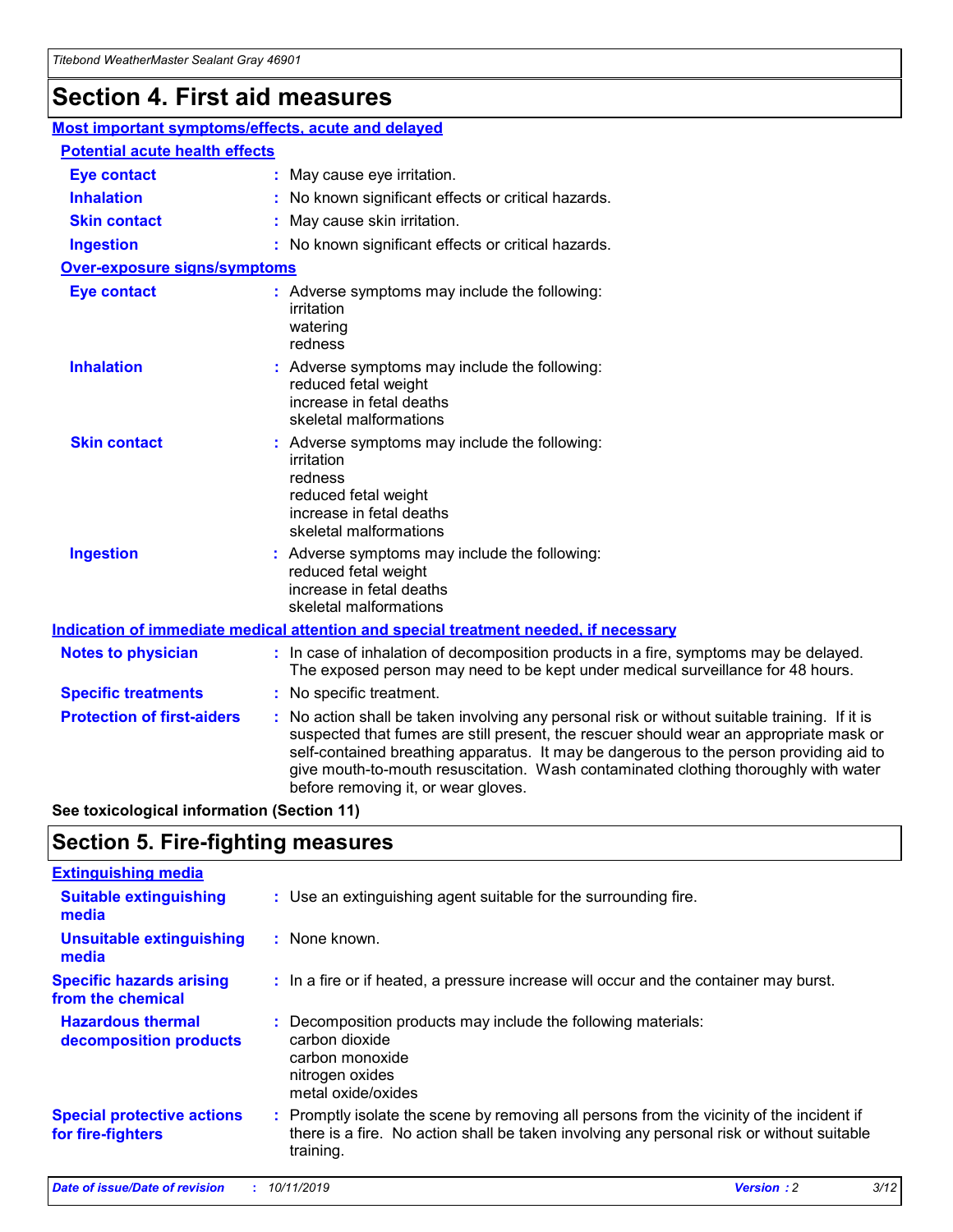# Section 4. First aid measures

## Most important symptoms/effects, acute and delayed

### Potential acute health effects

**Eye contact** : May cause eye irritation.

**Inhalation** : No known significant effects or critical hazards.

**Skin contact** : May cause skin irritation.

**Ingestion** : No known significant effects or critical hazards.

### Over-exposure signs/symptoms

**Eye contact** : Adverse symptoms may include the following:
irritation
watering
redness

**Inhalation** : Adverse symptoms may include the following:
reduced fetal weight
increase in fetal deaths
skeletal malformations

**Skin contact** : Adverse symptoms may include the following:
irritation
redness
reduced fetal weight
increase in fetal deaths
skeletal malformations

**Ingestion** : Adverse symptoms may include the following:
reduced fetal weight
increase in fetal deaths
skeletal malformations

## Indication of immediate medical attention and special treatment needed, if necessary

**Notes to physician** : In case of inhalation of decomposition products in a fire, symptoms may be delayed. The exposed person may need to be kept under medical surveillance for 48 hours.

**Specific treatments** : No specific treatment.

**Protection of first-aiders** : No action shall be taken involving any personal risk or without suitable training. If it is suspected that fumes are still present, the rescuer should wear an appropriate mask or self-contained breathing apparatus. It may be dangerous to the person providing aid to give mouth-to-mouth resuscitation. Wash contaminated clothing thoroughly with water before removing it, or wear gloves.

**See toxicological information (Section 11)**

# Section 5. Fire-fighting measures

## Extinguishing media

**Suitable extinguishing media** : Use an extinguishing agent suitable for the surrounding fire.

**Unsuitable extinguishing media** : None known.

**Specific hazards arising from the chemical** : In a fire or if heated, a pressure increase will occur and the container may burst.

**Hazardous thermal decomposition products** : Decomposition products may include the following materials:
carbon dioxide
carbon monoxide
nitrogen oxides
metal oxide/oxides

**Special protective actions for fire-fighters** : Promptly isolate the scene by removing all persons from the vicinity of the incident if there is a fire. No action shall be taken involving any personal risk or without suitable training.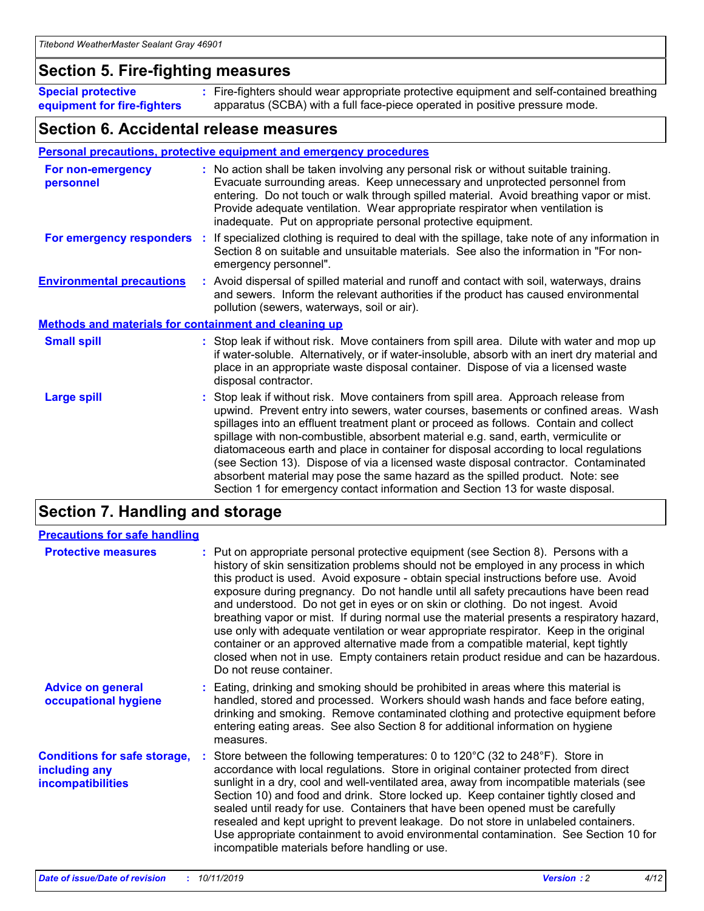## Section 5. Fire-fighting measures

**Special protective equipment for fire-fighters** : Fire-fighters should wear appropriate protective equipment and self-contained breathing apparatus (SCBA) with a full face-piece operated in positive pressure mode.

## Section 6. Accidental release measures

### Personal precautions, protective equipment and emergency procedures

**For non-emergency personnel** : No action shall be taken involving any personal risk or without suitable training. Evacuate surrounding areas. Keep unnecessary and unprotected personnel from entering. Do not touch or walk through spilled material. Avoid breathing vapor or mist. Provide adequate ventilation. Wear appropriate respirator when ventilation is inadequate. Put on appropriate personal protective equipment.

**For emergency responders** : If specialized clothing is required to deal with the spillage, take note of any information in Section 8 on suitable and unsuitable materials. See also the information in "For non-emergency personnel".

**Environmental precautions** : Avoid dispersal of spilled material and runoff and contact with soil, waterways, drains and sewers. Inform the relevant authorities if the product has caused environmental pollution (sewers, waterways, soil or air).

### Methods and materials for containment and cleaning up

**Small spill** : Stop leak if without risk. Move containers from spill area. Dilute with water and mop up if water-soluble. Alternatively, or if water-insoluble, absorb with an inert dry material and place in an appropriate waste disposal container. Dispose of via a licensed waste disposal contractor.

**Large spill** : Stop leak if without risk. Move containers from spill area. Approach release from upwind. Prevent entry into sewers, water courses, basements or confined areas. Wash spillages into an effluent treatment plant or proceed as follows. Contain and collect spillage with non-combustible, absorbent material e.g. sand, earth, vermiculite or diatomaceous earth and place in container for disposal according to local regulations (see Section 13). Dispose of via a licensed waste disposal contractor. Contaminated absorbent material may pose the same hazard as the spilled product. Note: see Section 1 for emergency contact information and Section 13 for waste disposal.

## Section 7. Handling and storage

### Precautions for safe handling

**Protective measures** : Put on appropriate personal protective equipment (see Section 8). Persons with a history of skin sensitization problems should not be employed in any process in which this product is used. Avoid exposure - obtain special instructions before use. Avoid exposure during pregnancy. Do not handle until all safety precautions have been read and understood. Do not get in eyes or on skin or clothing. Do not ingest. Avoid breathing vapor or mist. If during normal use the material presents a respiratory hazard, use only with adequate ventilation or wear appropriate respirator. Keep in the original container or an approved alternative made from a compatible material, kept tightly closed when not in use. Empty containers retain product residue and can be hazardous. Do not reuse container.

**Advice on general occupational hygiene** : Eating, drinking and smoking should be prohibited in areas where this material is handled, stored and processed. Workers should wash hands and face before eating, drinking and smoking. Remove contaminated clothing and protective equipment before entering eating areas. See also Section 8 for additional information on hygiene measures.

**Conditions for safe storage, including any incompatibilities** : Store between the following temperatures: 0 to 120°C (32 to 248°F). Store in accordance with local regulations. Store in original container protected from direct sunlight in a dry, cool and well-ventilated area, away from incompatible materials (see Section 10) and food and drink. Store locked up. Keep container tightly closed and sealed until ready for use. Containers that have been opened must be carefully resealed and kept upright to prevent leakage. Do not store in unlabeled containers. Use appropriate containment to avoid environmental contamination. See Section 10 for incompatible materials before handling or use.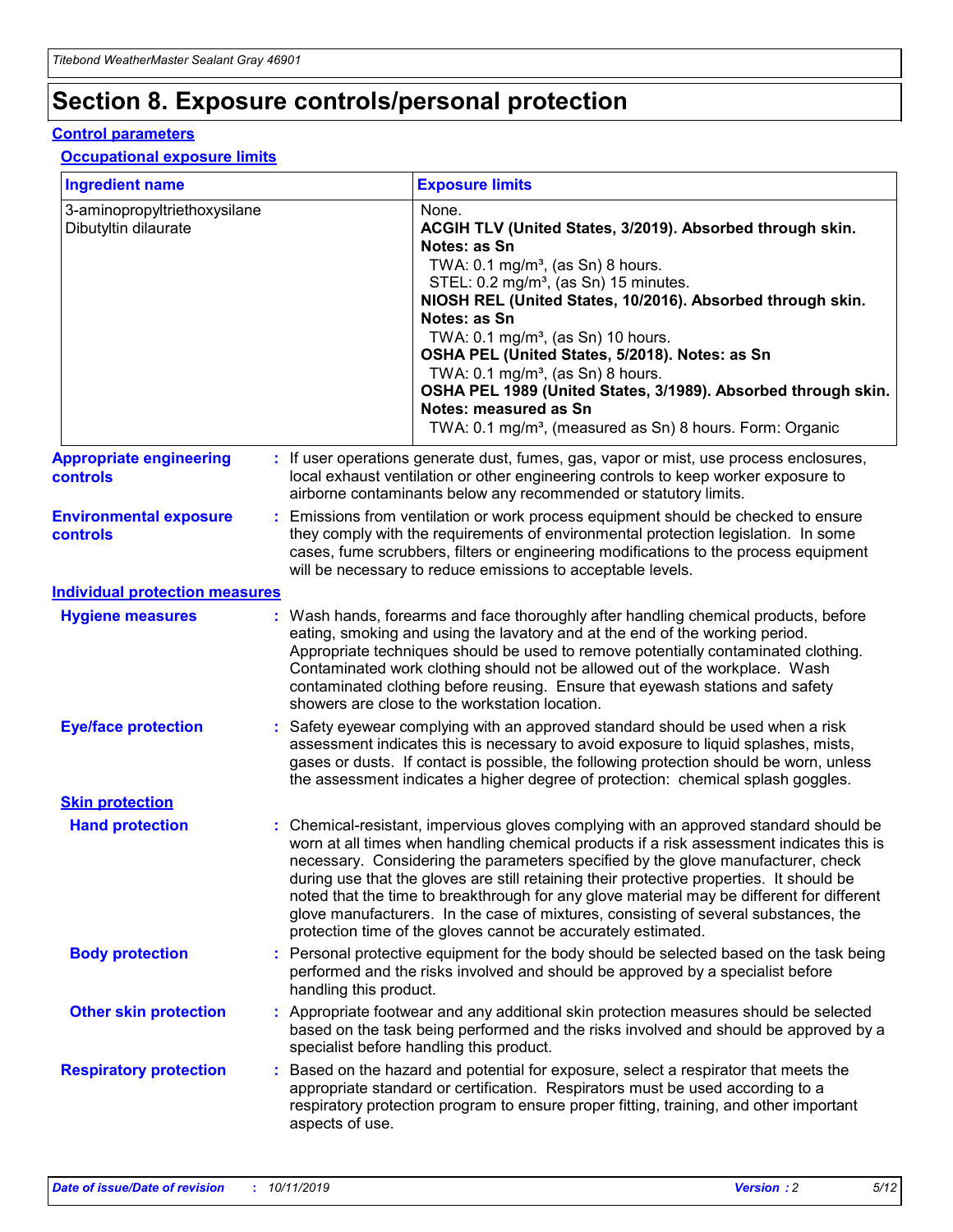# Section 8. Exposure controls/personal protection

## Control parameters

### Occupational exposure limits

| Ingredient name | Exposure limits |
|---|---|
| 3-aminopropyltriethoxysilane<br>Dibutyltin dilaurate | None.<br>**ACGIH TLV (United States, 3/2019). Absorbed through skin. Notes: as Sn**<br>TWA: 0.1 mg/m³, (as Sn) 8 hours.<br>STEL: 0.2 mg/m³, (as Sn) 15 minutes.<br>**NIOSH REL (United States, 10/2016). Absorbed through skin. Notes: as Sn**<br>TWA: 0.1 mg/m³, (as Sn) 10 hours.<br>**OSHA PEL (United States, 5/2018). Notes: as Sn**<br>TWA: 0.1 mg/m³, (as Sn) 8 hours.<br>**OSHA PEL 1989 (United States, 3/1989). Absorbed through skin. Notes: measured as Sn**<br>TWA: 0.1 mg/m³, (measured as Sn) 8 hours. Form: Organic |

**Appropriate engineering controls** : If user operations generate dust, fumes, gas, vapor or mist, use process enclosures, local exhaust ventilation or other engineering controls to keep worker exposure to airborne contaminants below any recommended or statutory limits.

**Environmental exposure controls** : Emissions from ventilation or work process equipment should be checked to ensure they comply with the requirements of environmental protection legislation. In some cases, fume scrubbers, filters or engineering modifications to the process equipment will be necessary to reduce emissions to acceptable levels.

## Individual protection measures

**Hygiene measures** : Wash hands, forearms and face thoroughly after handling chemical products, before eating, smoking and using the lavatory and at the end of the working period. Appropriate techniques should be used to remove potentially contaminated clothing. Contaminated work clothing should not be allowed out of the workplace. Wash contaminated clothing before reusing. Ensure that eyewash stations and safety showers are close to the workstation location.

**Eye/face protection** : Safety eyewear complying with an approved standard should be used when a risk assessment indicates this is necessary to avoid exposure to liquid splashes, mists, gases or dusts. If contact is possible, the following protection should be worn, unless the assessment indicates a higher degree of protection: chemical splash goggles.

### Skin protection

**Hand protection** : Chemical-resistant, impervious gloves complying with an approved standard should be worn at all times when handling chemical products if a risk assessment indicates this is necessary. Considering the parameters specified by the glove manufacturer, check during use that the gloves are still retaining their protective properties. It should be noted that the time to breakthrough for any glove material may be different for different glove manufacturers. In the case of mixtures, consisting of several substances, the protection time of the gloves cannot be accurately estimated.

**Body protection** : Personal protective equipment for the body should be selected based on the task being performed and the risks involved and should be approved by a specialist before handling this product.

**Other skin protection** : Appropriate footwear and any additional skin protection measures should be selected based on the task being performed and the risks involved and should be approved by a specialist before handling this product.

**Respiratory protection** : Based on the hazard and potential for exposure, select a respirator that meets the appropriate standard or certification. Respirators must be used according to a respiratory protection program to ensure proper fitting, training, and other important aspects of use.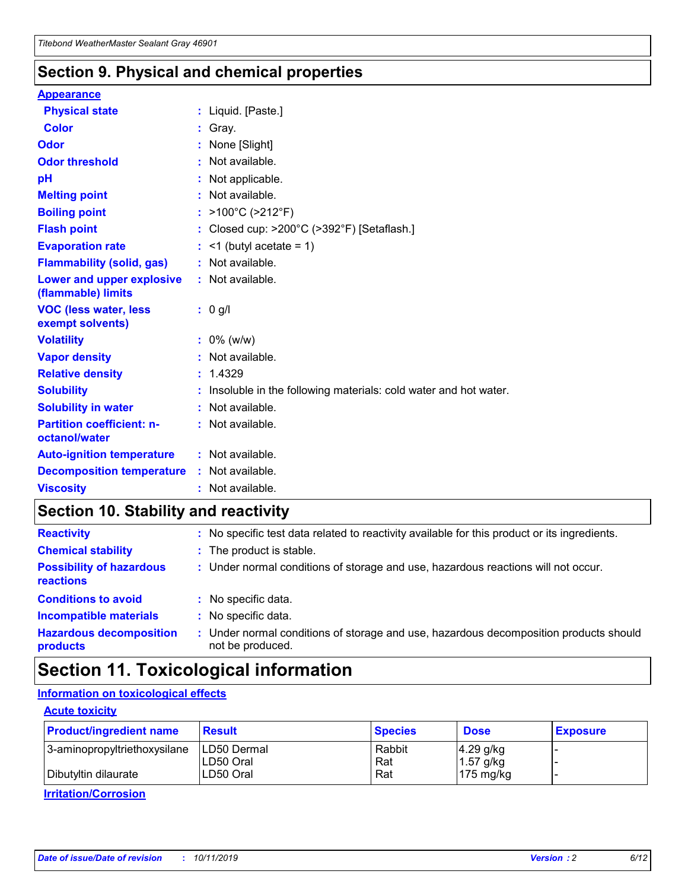## Section 9. Physical and chemical properties

**Appearance**

| Property | Value |
|---|---|
| Physical state | Liquid. [Paste.] |
| Color | Gray. |
| Odor | None [Slight] |
| Odor threshold | Not available. |
| pH | Not applicable. |
| Melting point | Not available. |
| Boiling point | >100°C (>212°F) |
| Flash point | Closed cup: >200°C (>392°F) [Setaflash.] |
| Evaporation rate | <1 (butyl acetate = 1) |
| Flammability (solid, gas) | Not available. |
| Lower and upper explosive (flammable) limits | Not available. |
| VOC (less water, less exempt solvents) | 0 g/l |
| Volatility | 0% (w/w) |
| Vapor density | Not available. |
| Relative density | 1.4329 |
| Solubility | Insoluble in the following materials: cold water and hot water. |
| Solubility in water | Not available. |
| Partition coefficient: n-octanol/water | Not available. |
| Auto-ignition temperature | Not available. |
| Decomposition temperature | Not available. |
| Viscosity | Not available. |

## Section 10. Stability and reactivity

| Property | Value |
|---|---|
| Reactivity | No specific test data related to reactivity available for this product or its ingredients. |
| Chemical stability | The product is stable. |
| Possibility of hazardous reactions | Under normal conditions of storage and use, hazardous reactions will not occur. |
| Conditions to avoid | No specific data. |
| Incompatible materials | No specific data. |
| Hazardous decomposition products | Under normal conditions of storage and use, hazardous decomposition products should not be produced. |

## Section 11. Toxicological information

**Information on toxicological effects**

**Acute toxicity**

| Product/ingredient name | Result | Species | Dose | Exposure |
|---|---|---|---|---|
| 3-aminopropyltriethoxysilane | LD50 Dermal | Rabbit | 4.29 g/kg | - |
| | LD50 Oral | Rat | 1.57 g/kg | - |
| Dibutyltin dilaurate | LD50 Oral | Rat | 175 mg/kg | - |

**Irritation/Corrosion**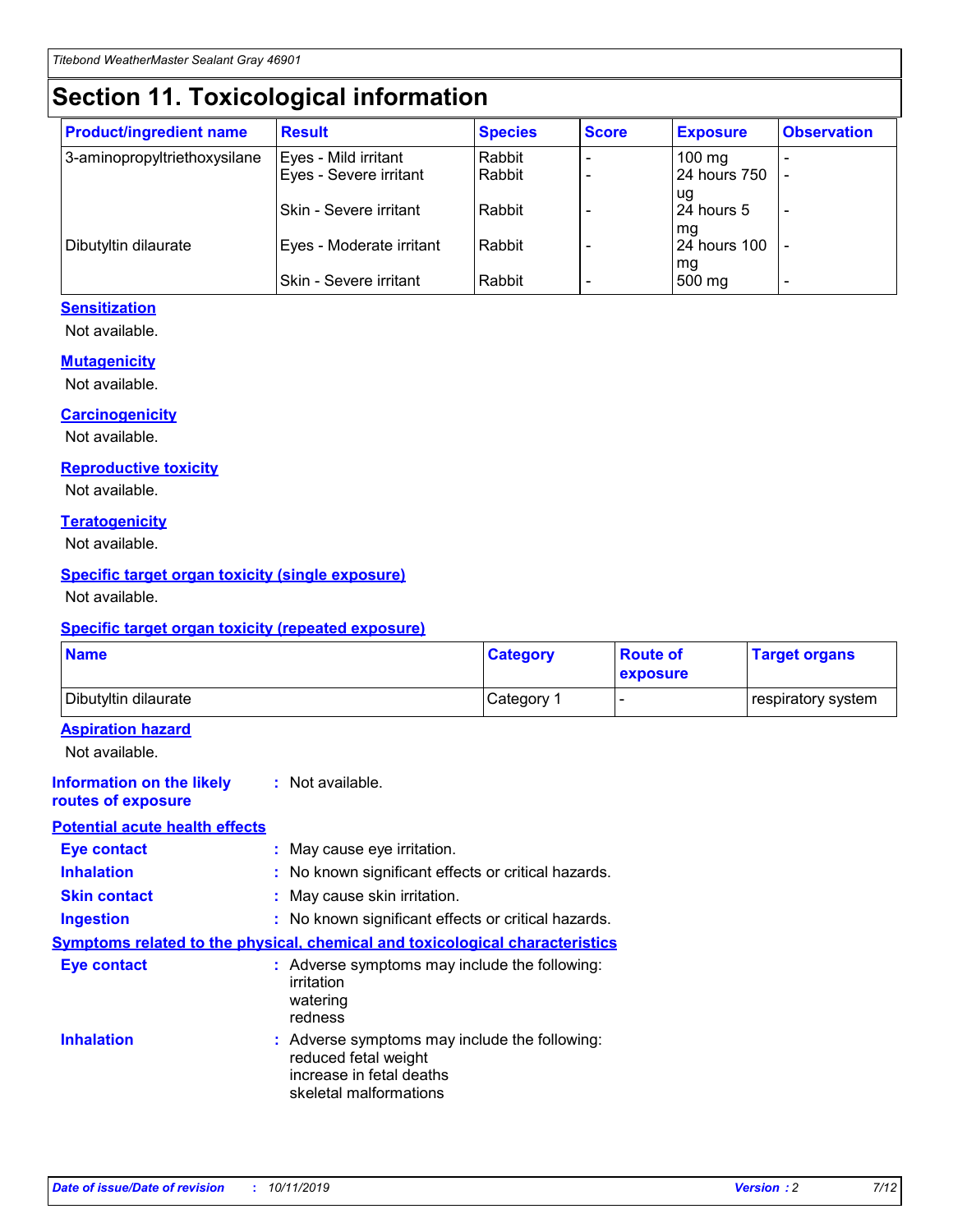# Section 11. Toxicological information

| Product/ingredient name | Result | Species | Score | Exposure | Observation |
|---|---|---|---|---|---|
| 3-aminopropyltriethoxysilane | Eyes - Mild irritant | Rabbit | - | 100 mg | - |
| | Eyes - Severe irritant | Rabbit | - | 24 hours 750 ug | - |
| | Skin - Severe irritant | Rabbit | - | 24 hours 5 mg | - |
| Dibutyltin dilaurate | Eyes - Moderate irritant | Rabbit | - | 24 hours 100 mg | - |
| | Skin - Severe irritant | Rabbit | - | 500 mg | - |

**Sensitization**

Not available.

**Mutagenicity**

Not available.

**Carcinogenicity**

Not available.

**Reproductive toxicity**

Not available.

**Teratogenicity**

Not available.

**Specific target organ toxicity (single exposure)**

Not available.

**Specific target organ toxicity (repeated exposure)**

| Name | Category | Route of exposure | Target organs |
|---|---|---|---|
| Dibutyltin dilaurate | Category 1 | - | respiratory system |

**Aspiration hazard**

Not available.

**Information on the likely routes of exposure** : Not available.

**Potential acute health effects**

**Eye contact** : May cause eye irritation.

**Inhalation** : No known significant effects or critical hazards.

**Skin contact** : May cause skin irritation.

**Ingestion** : No known significant effects or critical hazards.

**Symptoms related to the physical, chemical and toxicological characteristics**

**Eye contact** : Adverse symptoms may include the following:
irritation
watering
redness

**Inhalation** : Adverse symptoms may include the following:
reduced fetal weight
increase in fetal deaths
skeletal malformations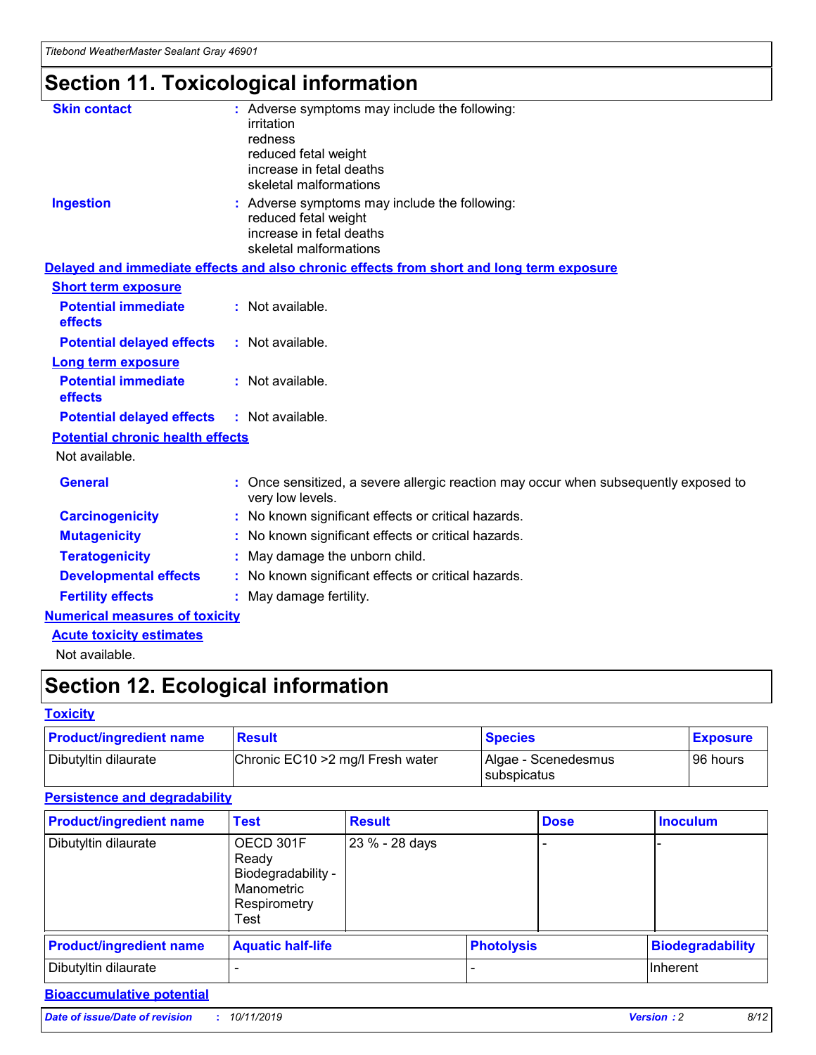# Section 11. Toxicological information

**Skin contact** : Adverse symptoms may include the following:
irritation
redness
reduced fetal weight
increase in fetal deaths
skeletal malformations

**Ingestion** : Adverse symptoms may include the following:
reduced fetal weight
increase in fetal deaths
skeletal malformations

## Delayed and immediate effects and also chronic effects from short and long term exposure

### Short term exposure

**Potential immediate effects** : Not available.

**Potential delayed effects** : Not available.

### Long term exposure

**Potential immediate effects** : Not available.

**Potential delayed effects** : Not available.

### Potential chronic health effects

Not available.

**General** : Once sensitized, a severe allergic reaction may occur when subsequently exposed to very low levels.

**Carcinogenicity** : No known significant effects or critical hazards.

**Mutagenicity** : No known significant effects or critical hazards.

**Teratogenicity** : May damage the unborn child.

**Developmental effects** : No known significant effects or critical hazards.

**Fertility effects** : May damage fertility.

## Numerical measures of toxicity

### Acute toxicity estimates

Not available.

# Section 12. Ecological information

## Toxicity

| Product/ingredient name | Result | Species | Exposure |
|---|---|---|---|
| Dibutyltin dilaurate | Chronic EC10 >2 mg/l Fresh water | Algae - Scenedesmus subspicatus | 96 hours |

## Persistence and degradability

| Product/ingredient name | Test | Result | Dose | Inoculum |
|---|---|---|---|---|
| Dibutyltin dilaurate | OECD 301F Ready Biodegradability - Manometric Respirometry Test | 23 % - 28 days | - | - |

| Product/ingredient name | Aquatic half-life | Photolysis | Biodegradability |
|---|---|---|---|
| Dibutyltin dilaurate | - | - | Inherent |

## Bioaccumulative potential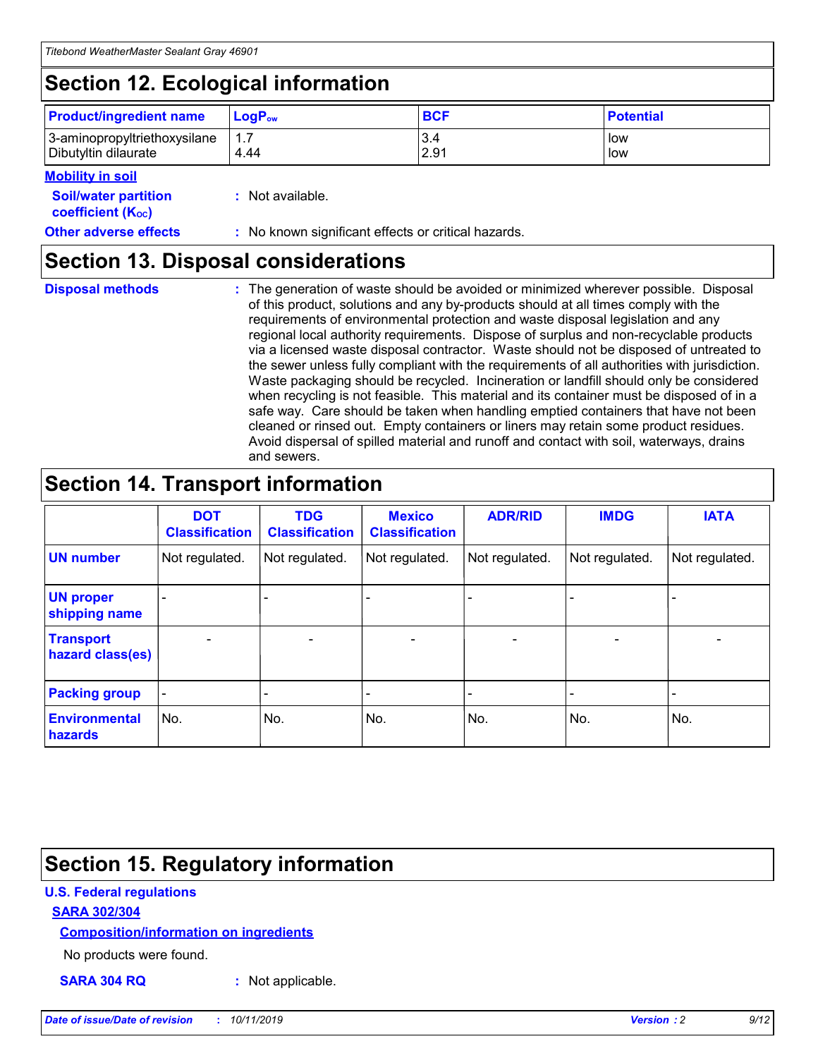# Section 12. Ecological information

| Product/ingredient name | $LogP_{ow}$ | BCF | Potential |
|---|---|---|---|
| 3-aminopropyltriethoxysilane | 1.7 | 3.4 | low |
| Dibutyltin dilaurate | 4.44 | 2.91 | low |

**Mobility in soil**

**Soil/water partition coefficient ($K_{OC}$)** : Not available.

**Other adverse effects** : No known significant effects or critical hazards.

# Section 13. Disposal considerations

**Disposal methods** : The generation of waste should be avoided or minimized wherever possible. Disposal of this product, solutions and any by-products should at all times comply with the requirements of environmental protection and waste disposal legislation and any regional local authority requirements. Dispose of surplus and non-recyclable products via a licensed waste disposal contractor. Waste should not be disposed of untreated to the sewer unless fully compliant with the requirements of all authorities with jurisdiction. Waste packaging should be recycled. Incineration or landfill should only be considered when recycling is not feasible. This material and its container must be disposed of in a safe way. Care should be taken when handling emptied containers that have not been cleaned or rinsed out. Empty containers or liners may retain some product residues. Avoid dispersal of spilled material and runoff and contact with soil, waterways, drains and sewers.

# Section 14. Transport information

| | DOT Classification | TDG Classification | Mexico Classification | ADR/RID | IMDG | IATA |
|---|---|---|---|---|---|---|
| UN number | Not regulated. | Not regulated. | Not regulated. | Not regulated. | Not regulated. | Not regulated. |
| UN proper shipping name | - | - | - | - | - | - |
| Transport hazard class(es) | - | - | - | - | - | - |
| Packing group | - | - | - | - | - | - |
| Environmental hazards | No. | No. | No. | No. | No. | No. |

# Section 15. Regulatory information

**U.S. Federal regulations**

**SARA 302/304**

**Composition/information on ingredients**

No products were found.

**SARA 304 RQ** : Not applicable.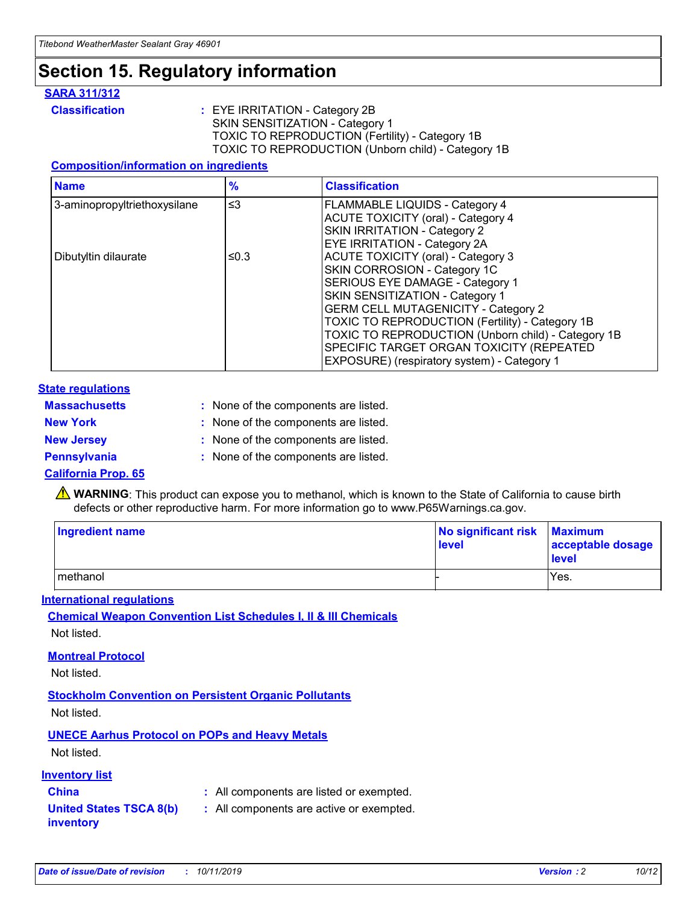# Section 15. Regulatory information

## SARA 311/312

**Classification** : EYE IRRITATION - Category 2B
SKIN SENSITIZATION - Category 1
TOXIC TO REPRODUCTION (Fertility) - Category 1B
TOXIC TO REPRODUCTION (Unborn child) - Category 1B

### Composition/information on ingredients

| Name | % | Classification |
| --- | --- | --- |
| 3-aminopropyltriethoxysilane | ≤3 | FLAMMABLE LIQUIDS - Category 4<br>ACUTE TOXICITY (oral) - Category 4<br>SKIN IRRITATION - Category 2<br>EYE IRRITATION - Category 2A |
| Dibutyltin dilaurate | ≤0.3 | ACUTE TOXICITY (oral) - Category 3<br>SKIN CORROSION - Category 1C<br>SERIOUS EYE DAMAGE - Category 1<br>SKIN SENSITIZATION - Category 1<br>GERM CELL MUTAGENICITY - Category 2<br>TOXIC TO REPRODUCTION (Fertility) - Category 1B<br>TOXIC TO REPRODUCTION (Unborn child) - Category 1B<br>SPECIFIC TARGET ORGAN TOXICITY (REPEATED EXPOSURE) (respiratory system) - Category 1 |

## State regulations

**Massachusetts** : None of the components are listed.

**New York** : None of the components are listed.

**New Jersey** : None of the components are listed.

**Pennsylvania** : None of the components are listed.

## California Prop. 65

⚠ **WARNING**: This product can expose you to methanol, which is known to the State of California to cause birth defects or other reproductive harm. For more information go to www.P65Warnings.ca.gov.

| Ingredient name | No significant risk level | Maximum acceptable dosage level |
| --- | --- | --- |
| methanol | - | Yes. |

## International regulations

### Chemical Weapon Convention List Schedules I, II & III Chemicals

Not listed.

### Montreal Protocol

Not listed.

### Stockholm Convention on Persistent Organic Pollutants

Not listed.

### UNECE Aarhus Protocol on POPs and Heavy Metals

Not listed.

## Inventory list

**China** : All components are listed or exempted.

**United States TSCA 8(b) inventory** : All components are active or exempted.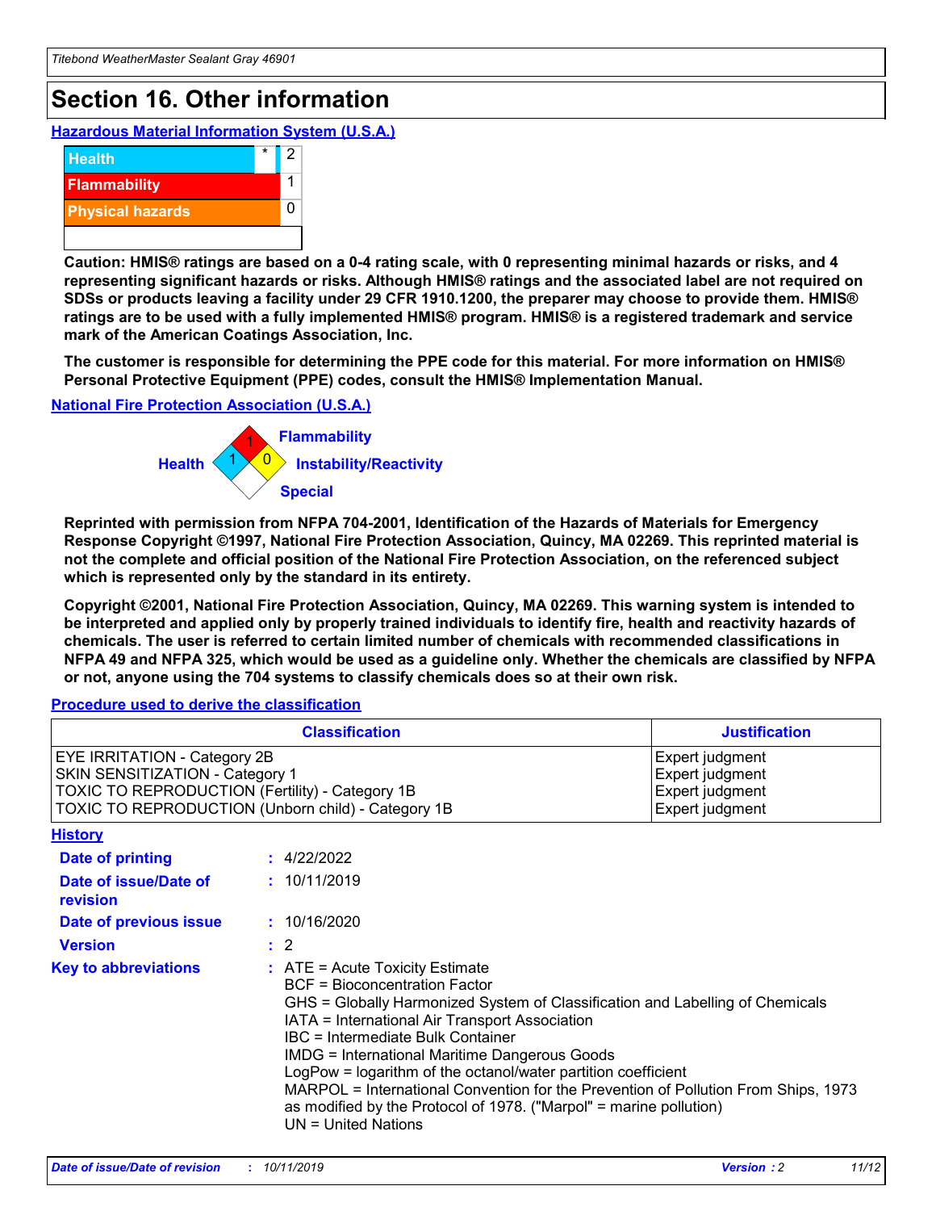# Section 16. Other information

## Hazardous Material Information System (U.S.A.)

| | | |
|---|---|---|
| Health | * | 2 |
| Flammability | | 1 |
| Physical hazards | | 0 |

**Caution: HMIS® ratings are based on a 0-4 rating scale, with 0 representing minimal hazards or risks, and 4 representing significant hazards or risks. Although HMIS® ratings and the associated label are not required on SDSs or products leaving a facility under 29 CFR 1910.1200, the preparer may choose to provide them. HMIS® ratings are to be used with a fully implemented HMIS® program. HMIS® is a registered trademark and service mark of the American Coatings Association, Inc.**

**The customer is responsible for determining the PPE code for this material. For more information on HMIS® Personal Protective Equipment (PPE) codes, consult the HMIS® Implementation Manual.**

## National Fire Protection Association (U.S.A.)

Flammability: 1
Health: 1
Instability/Reactivity: 0
Special:

**Reprinted with permission from NFPA 704-2001, Identification of the Hazards of Materials for Emergency Response Copyright ©1997, National Fire Protection Association, Quincy, MA 02269. This reprinted material is not the complete and official position of the National Fire Protection Association, on the referenced subject which is represented only by the standard in its entirety.**

**Copyright ©2001, National Fire Protection Association, Quincy, MA 02269. This warning system is intended to be interpreted and applied only by properly trained individuals to identify fire, health and reactivity hazards of chemicals. The user is referred to certain limited number of chemicals with recommended classifications in NFPA 49 and NFPA 325, which would be used as a guideline only. Whether the chemicals are classified by NFPA or not, anyone using the 704 systems to classify chemicals does so at their own risk.**

## Procedure used to derive the classification

| Classification | Justification |
|---|---|
| EYE IRRITATION - Category 2B | Expert judgment |
| SKIN SENSITIZATION - Category 1 | Expert judgment |
| TOXIC TO REPRODUCTION (Fertility) - Category 1B | Expert judgment |
| TOXIC TO REPRODUCTION (Unborn child) - Category 1B | Expert judgment |

## History

**Date of printing** : 4/22/2022

**Date of issue/Date of revision** : 10/11/2019

**Date of previous issue** : 10/16/2020

**Version** : 2

**Key to abbreviations** : ATE = Acute Toxicity Estimate
BCF = Bioconcentration Factor
GHS = Globally Harmonized System of Classification and Labelling of Chemicals
IATA = International Air Transport Association
IBC = Intermediate Bulk Container
IMDG = International Maritime Dangerous Goods
LogPow = logarithm of the octanol/water partition coefficient
MARPOL = International Convention for the Prevention of Pollution From Ships, 1973 as modified by the Protocol of 1978. ("Marpol" = marine pollution)
UN = United Nations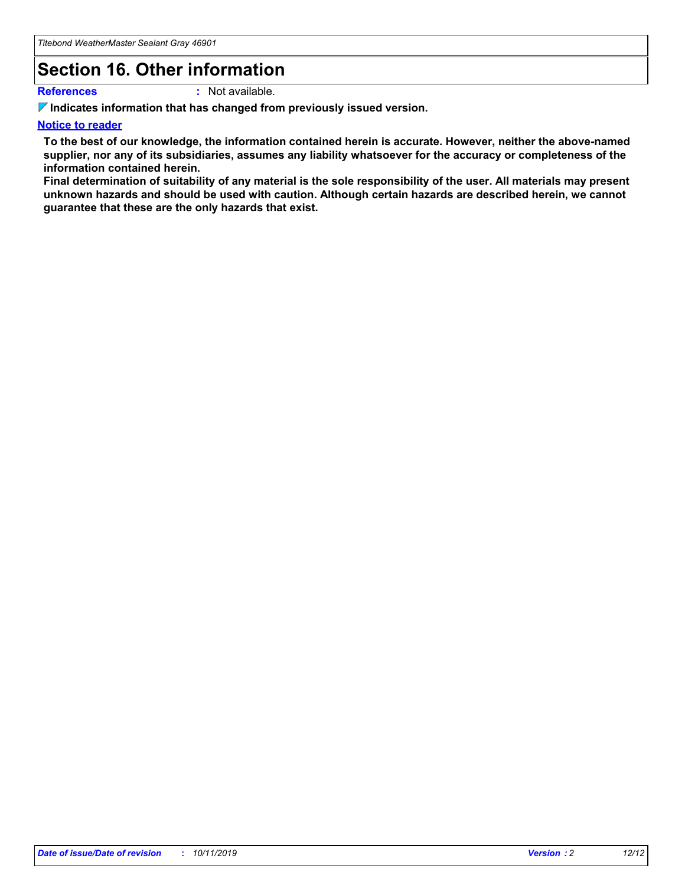# Section 16. Other information

**References** : Not available.

**Indicates information that has changed from previously issued version.**

**Notice to reader**

**To the best of our knowledge, the information contained herein is accurate. However, neither the above-named supplier, nor any of its subsidiaries, assumes any liability whatsoever for the accuracy or completeness of the information contained herein.**

**Final determination of suitability of any material is the sole responsibility of the user. All materials may present unknown hazards and should be used with caution. Although certain hazards are described herein, we cannot guarantee that these are the only hazards that exist.**